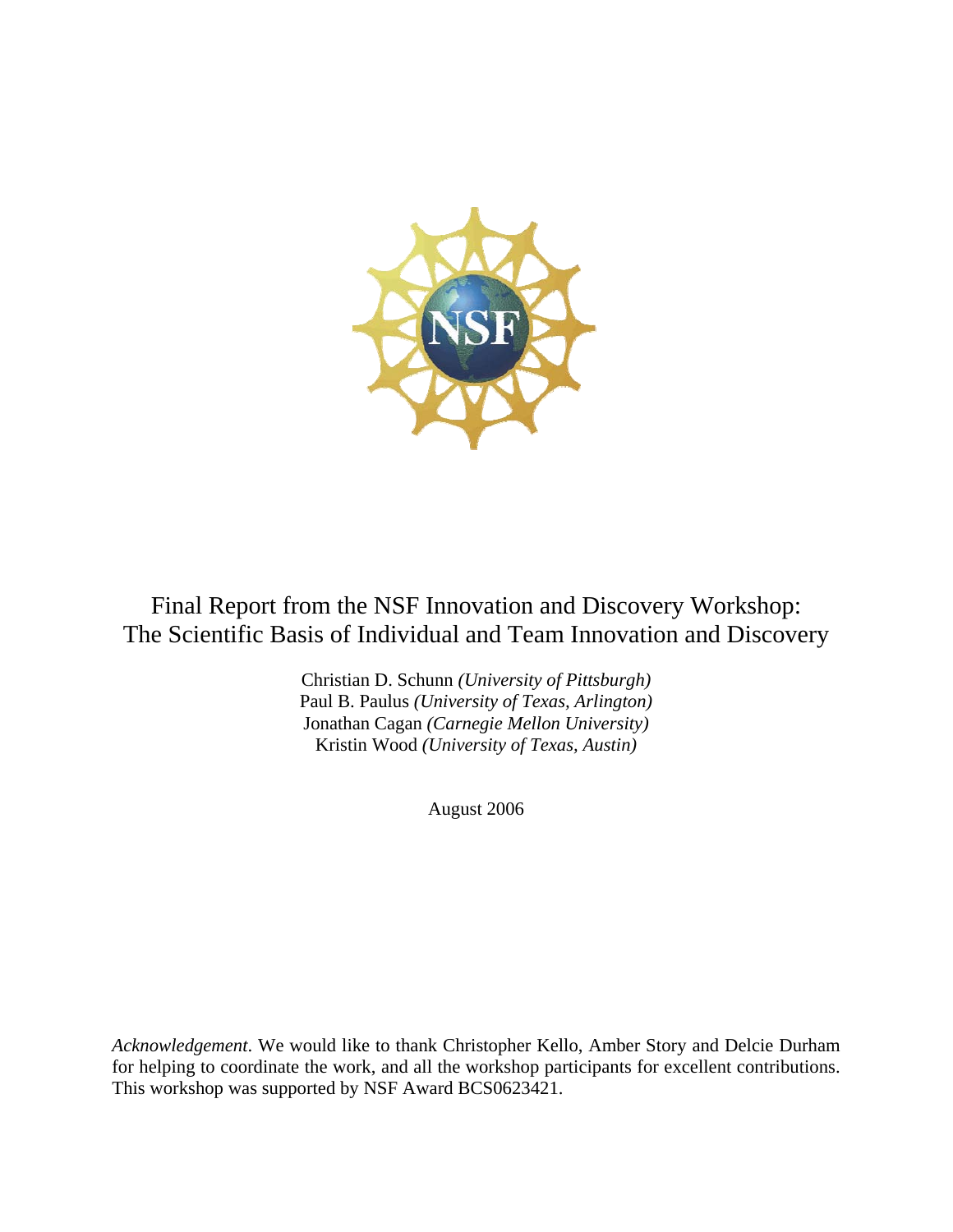# Final Report from the NSF Innovation and Discovery Workshop: The Scientific Basis of Individual and Team Innovation and Discovery

Christian D. Schunn *(University of Pittsburgh)*
Paul B. Paulus *(University of Texas, Arlington)*
Jonathan Cagan *(Carnegie Mellon University)*
Kristin Wood *(University of Texas, Austin)*

August 2006

*Acknowledgement*. We would like to thank Christopher Kello, Amber Story and Delcie Durham for helping to coordinate the work, and all the workshop participants for excellent contributions. This workshop was supported by NSF Award BCS0623421.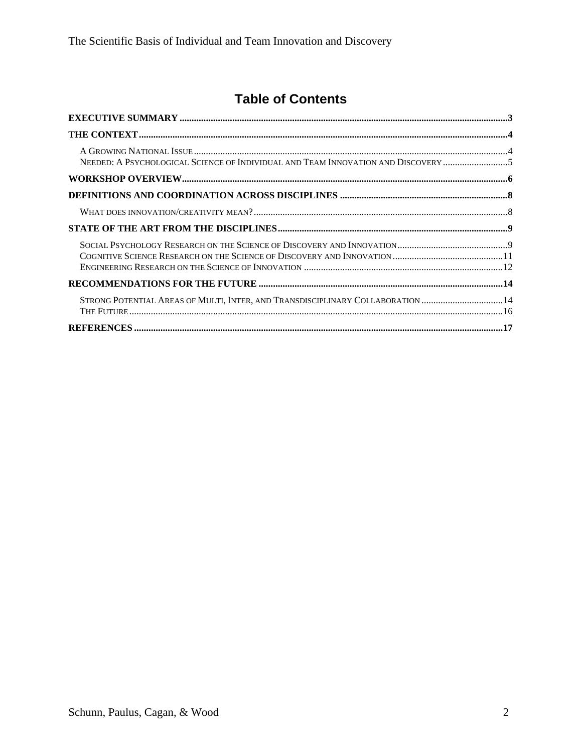# Table of Contents

**EXECUTIVE SUMMARY** .......... 3

**THE CONTEXT** .......... 4

- A GROWING NATIONAL ISSUE .......... 4
- NEEDED: A PSYCHOLOGICAL SCIENCE OF INDIVIDUAL AND TEAM INNOVATION AND DISCOVERY .......... 5

**WORKSHOP OVERVIEW** .......... 6

**DEFINITIONS AND COORDINATION ACROSS DISCIPLINES** .......... 8

- WHAT DOES INNOVATION/CREATIVITY MEAN? .......... 8

**STATE OF THE ART FROM THE DISCIPLINES** .......... 9

- SOCIAL PSYCHOLOGY RESEARCH ON THE SCIENCE OF DISCOVERY AND INNOVATION .......... 9
- COGNITIVE SCIENCE RESEARCH ON THE SCIENCE OF DISCOVERY AND INNOVATION .......... 11
- ENGINEERING RESEARCH ON THE SCIENCE OF INNOVATION .......... 12

**RECOMMENDATIONS FOR THE FUTURE** .......... 14

- STRONG POTENTIAL AREAS OF MULTI, INTER, AND TRANSDISCIPLINARY COLLABORATION .......... 14
- THE FUTURE .......... 16

**REFERENCES** .......... 17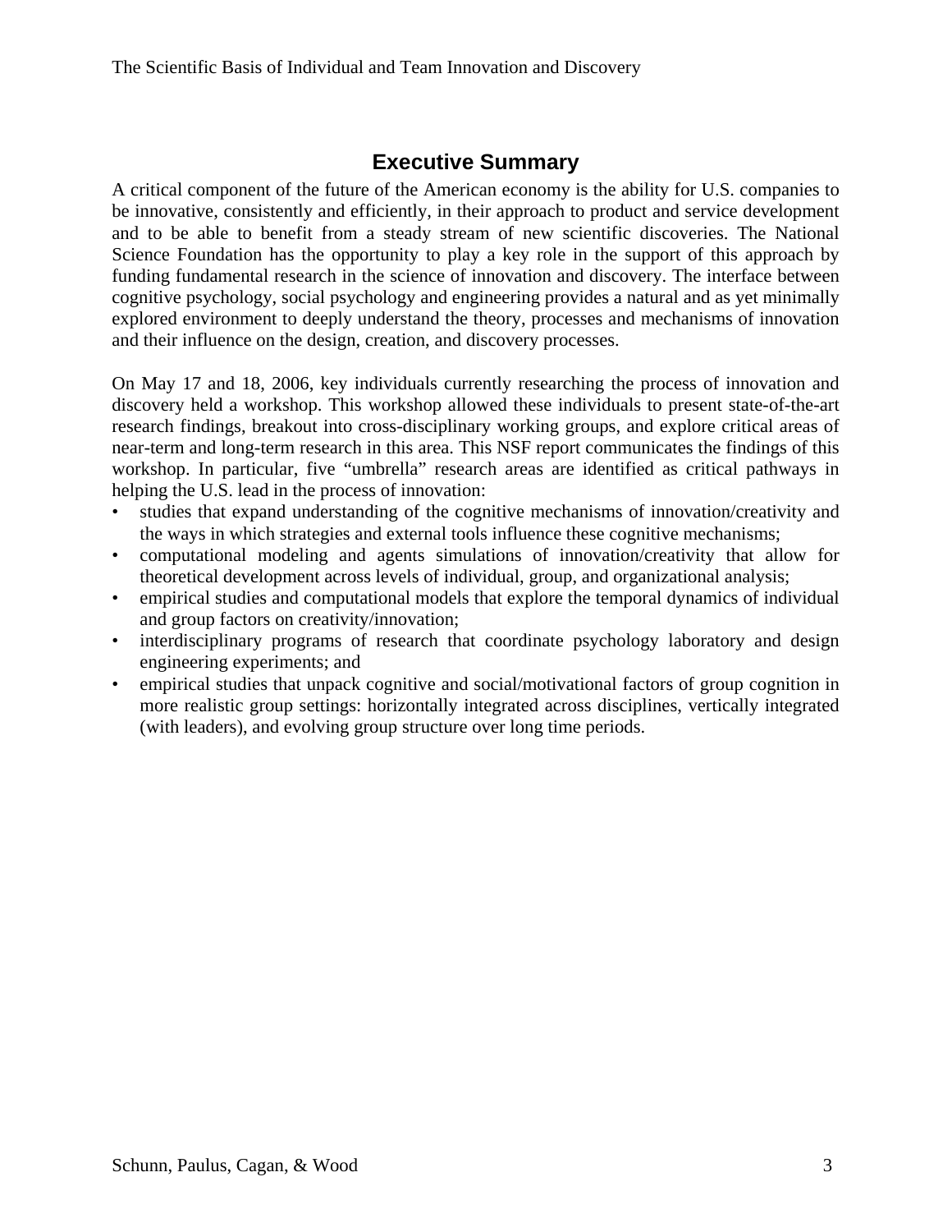# Executive Summary

A critical component of the future of the American economy is the ability for U.S. companies to be innovative, consistently and efficiently, in their approach to product and service development and to be able to benefit from a steady stream of new scientific discoveries. The National Science Foundation has the opportunity to play a key role in the support of this approach by funding fundamental research in the science of innovation and discovery. The interface between cognitive psychology, social psychology and engineering provides a natural and as yet minimally explored environment to deeply understand the theory, processes and mechanisms of innovation and their influence on the design, creation, and discovery processes.

On May 17 and 18, 2006, key individuals currently researching the process of innovation and discovery held a workshop. This workshop allowed these individuals to present state-of-the-art research findings, breakout into cross-disciplinary working groups, and explore critical areas of near-term and long-term research in this area. This NSF report communicates the findings of this workshop. In particular, five "umbrella" research areas are identified as critical pathways in helping the U.S. lead in the process of innovation:

- studies that expand understanding of the cognitive mechanisms of innovation/creativity and the ways in which strategies and external tools influence these cognitive mechanisms;
- computational modeling and agents simulations of innovation/creativity that allow for theoretical development across levels of individual, group, and organizational analysis;
- empirical studies and computational models that explore the temporal dynamics of individual and group factors on creativity/innovation;
- interdisciplinary programs of research that coordinate psychology laboratory and design engineering experiments; and
- empirical studies that unpack cognitive and social/motivational factors of group cognition in more realistic group settings: horizontally integrated across disciplines, vertically integrated (with leaders), and evolving group structure over long time periods.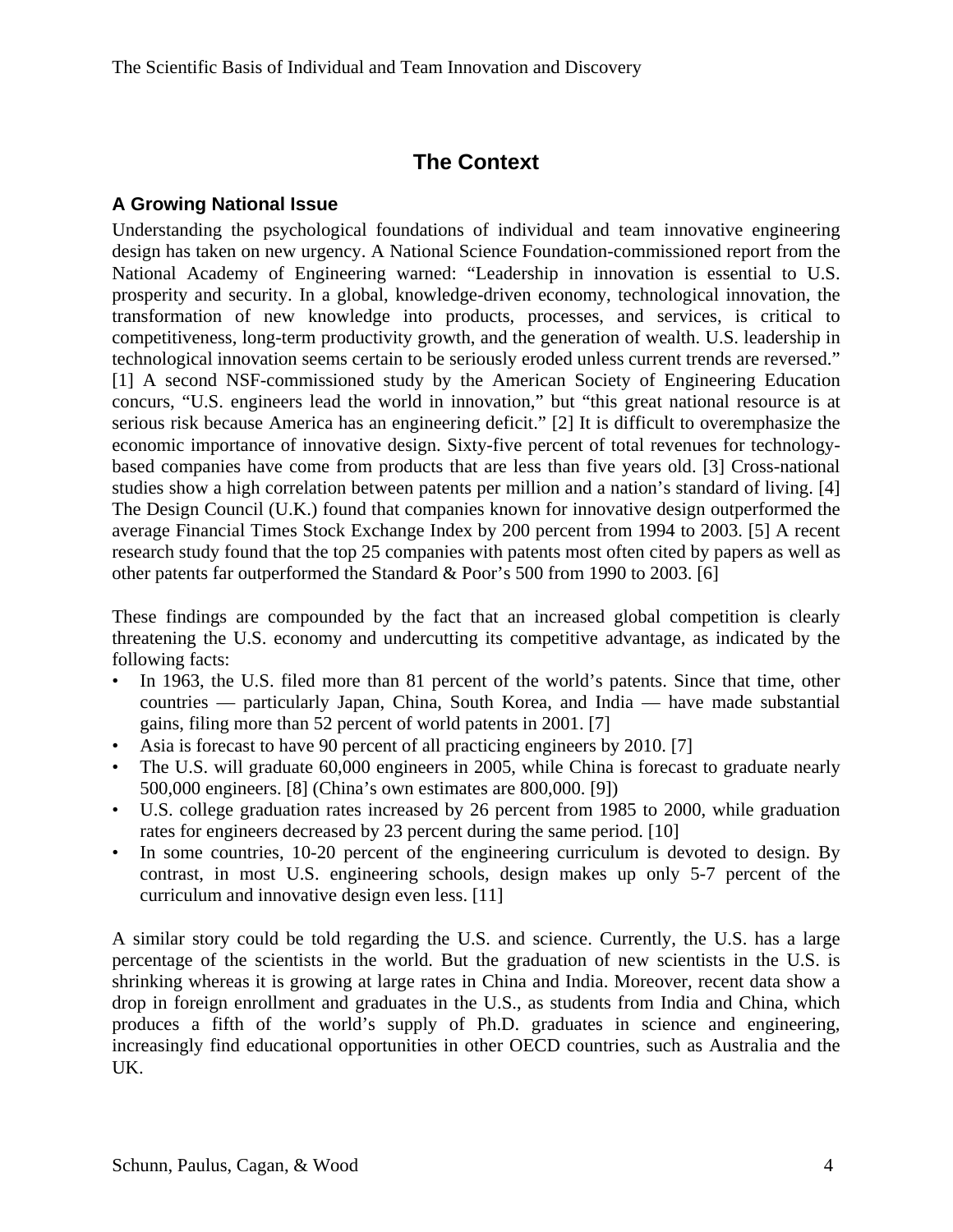# The Context

## A Growing National Issue

Understanding the psychological foundations of individual and team innovative engineering design has taken on new urgency. A National Science Foundation-commissioned report from the National Academy of Engineering warned: "Leadership in innovation is essential to U.S. prosperity and security. In a global, knowledge-driven economy, technological innovation, the transformation of new knowledge into products, processes, and services, is critical to competitiveness, long-term productivity growth, and the generation of wealth. U.S. leadership in technological innovation seems certain to be seriously eroded unless current trends are reversed." [1] A second NSF-commissioned study by the American Society of Engineering Education concurs, "U.S. engineers lead the world in innovation," but "this great national resource is at serious risk because America has an engineering deficit." [2] It is difficult to overemphasize the economic importance of innovative design. Sixty-five percent of total revenues for technology-based companies have come from products that are less than five years old. [3] Cross-national studies show a high correlation between patents per million and a nation's standard of living. [4] The Design Council (U.K.) found that companies known for innovative design outperformed the average Financial Times Stock Exchange Index by 200 percent from 1994 to 2003. [5] A recent research study found that the top 25 companies with patents most often cited by papers as well as other patents far outperformed the Standard & Poor's 500 from 1990 to 2003. [6]

These findings are compounded by the fact that an increased global competition is clearly threatening the U.S. economy and undercutting its competitive advantage, as indicated by the following facts:

- In 1963, the U.S. filed more than 81 percent of the world's patents. Since that time, other countries — particularly Japan, China, South Korea, and India — have made substantial gains, filing more than 52 percent of world patents in 2001. [7]
- Asia is forecast to have 90 percent of all practicing engineers by 2010. [7]
- The U.S. will graduate 60,000 engineers in 2005, while China is forecast to graduate nearly 500,000 engineers. [8] (China's own estimates are 800,000. [9])
- U.S. college graduation rates increased by 26 percent from 1985 to 2000, while graduation rates for engineers decreased by 23 percent during the same period. [10]
- In some countries, 10-20 percent of the engineering curriculum is devoted to design. By contrast, in most U.S. engineering schools, design makes up only 5-7 percent of the curriculum and innovative design even less. [11]

A similar story could be told regarding the U.S. and science. Currently, the U.S. has a large percentage of the scientists in the world. But the graduation of new scientists in the U.S. is shrinking whereas it is growing at large rates in China and India. Moreover, recent data show a drop in foreign enrollment and graduates in the U.S., as students from India and China, which produces a fifth of the world's supply of Ph.D. graduates in science and engineering, increasingly find educational opportunities in other OECD countries, such as Australia and the UK.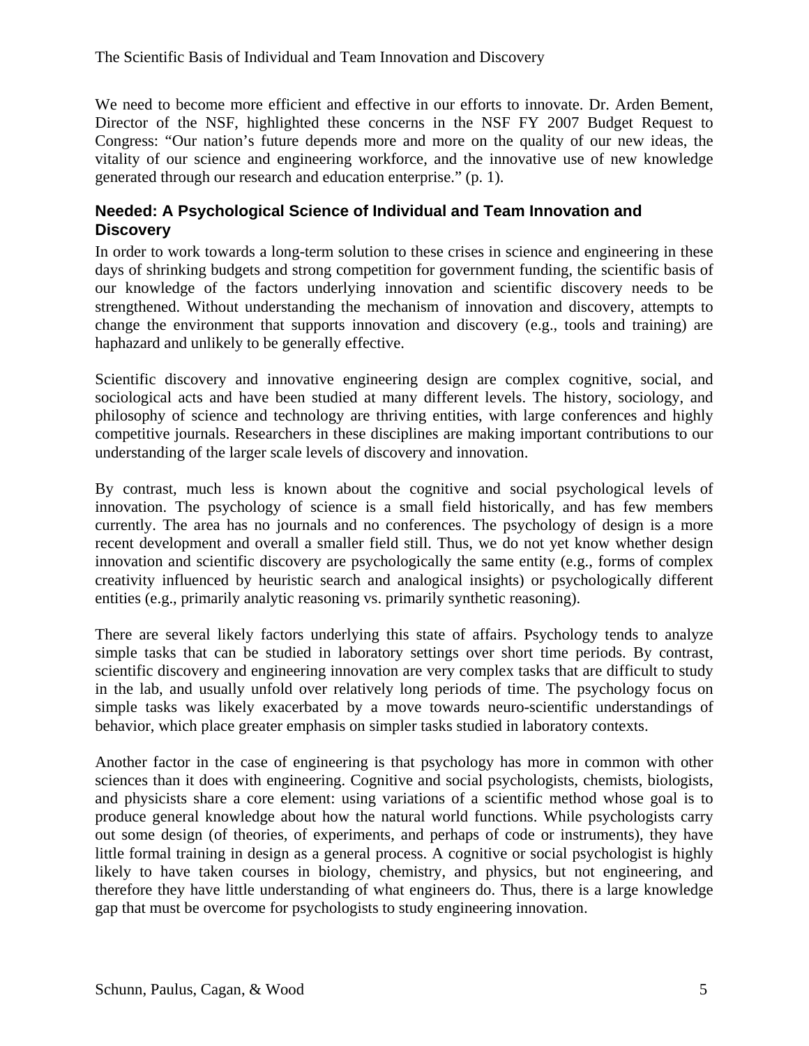We need to become more efficient and effective in our efforts to innovate. Dr. Arden Bement, Director of the NSF, highlighted these concerns in the NSF FY 2007 Budget Request to Congress: "Our nation's future depends more and more on the quality of our new ideas, the vitality of our science and engineering workforce, and the innovative use of new knowledge generated through our research and education enterprise." (p. 1).

## Needed: A Psychological Science of Individual and Team Innovation and Discovery

In order to work towards a long-term solution to these crises in science and engineering in these days of shrinking budgets and strong competition for government funding, the scientific basis of our knowledge of the factors underlying innovation and scientific discovery needs to be strengthened. Without understanding the mechanism of innovation and discovery, attempts to change the environment that supports innovation and discovery (e.g., tools and training) are haphazard and unlikely to be generally effective.

Scientific discovery and innovative engineering design are complex cognitive, social, and sociological acts and have been studied at many different levels. The history, sociology, and philosophy of science and technology are thriving entities, with large conferences and highly competitive journals. Researchers in these disciplines are making important contributions to our understanding of the larger scale levels of discovery and innovation.

By contrast, much less is known about the cognitive and social psychological levels of innovation. The psychology of science is a small field historically, and has few members currently. The area has no journals and no conferences. The psychology of design is a more recent development and overall a smaller field still. Thus, we do not yet know whether design innovation and scientific discovery are psychologically the same entity (e.g., forms of complex creativity influenced by heuristic search and analogical insights) or psychologically different entities (e.g., primarily analytic reasoning vs. primarily synthetic reasoning).

There are several likely factors underlying this state of affairs. Psychology tends to analyze simple tasks that can be studied in laboratory settings over short time periods. By contrast, scientific discovery and engineering innovation are very complex tasks that are difficult to study in the lab, and usually unfold over relatively long periods of time. The psychology focus on simple tasks was likely exacerbated by a move towards neuro-scientific understandings of behavior, which place greater emphasis on simpler tasks studied in laboratory contexts.

Another factor in the case of engineering is that psychology has more in common with other sciences than it does with engineering. Cognitive and social psychologists, chemists, biologists, and physicists share a core element: using variations of a scientific method whose goal is to produce general knowledge about how the natural world functions. While psychologists carry out some design (of theories, of experiments, and perhaps of code or instruments), they have little formal training in design as a general process. A cognitive or social psychologist is highly likely to have taken courses in biology, chemistry, and physics, but not engineering, and therefore they have little understanding of what engineers do. Thus, there is a large knowledge gap that must be overcome for psychologists to study engineering innovation.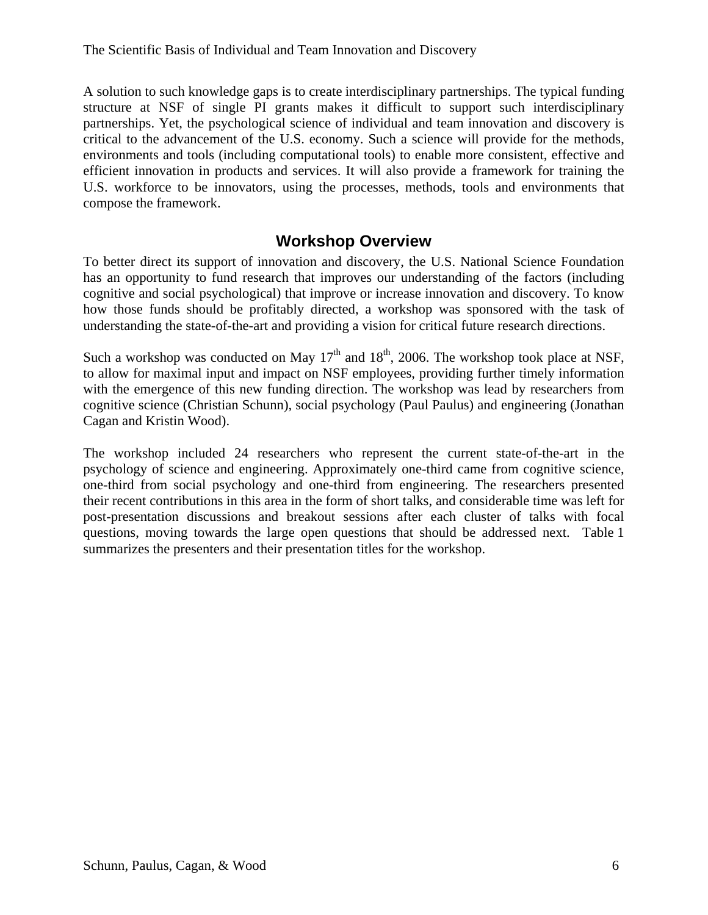A solution to such knowledge gaps is to create interdisciplinary partnerships. The typical funding structure at NSF of single PI grants makes it difficult to support such interdisciplinary partnerships. Yet, the psychological science of individual and team innovation and discovery is critical to the advancement of the U.S. economy. Such a science will provide for the methods, environments and tools (including computational tools) to enable more consistent, effective and efficient innovation in products and services. It will also provide a framework for training the U.S. workforce to be innovators, using the processes, methods, tools and environments that compose the framework.

## Workshop Overview

To better direct its support of innovation and discovery, the U.S. National Science Foundation has an opportunity to fund research that improves our understanding of the factors (including cognitive and social psychological) that improve or increase innovation and discovery. To know how those funds should be profitably directed, a workshop was sponsored with the task of understanding the state-of-the-art and providing a vision for critical future research directions.

Such a workshop was conducted on May 17th and 18th, 2006. The workshop took place at NSF, to allow for maximal input and impact on NSF employees, providing further timely information with the emergence of this new funding direction. The workshop was lead by researchers from cognitive science (Christian Schunn), social psychology (Paul Paulus) and engineering (Jonathan Cagan and Kristin Wood).

The workshop included 24 researchers who represent the current state-of-the-art in the psychology of science and engineering. Approximately one-third came from cognitive science, one-third from social psychology and one-third from engineering. The researchers presented their recent contributions in this area in the form of short talks, and considerable time was left for post-presentation discussions and breakout sessions after each cluster of talks with focal questions, moving towards the large open questions that should be addressed next. Table 1 summarizes the presenters and their presentation titles for the workshop.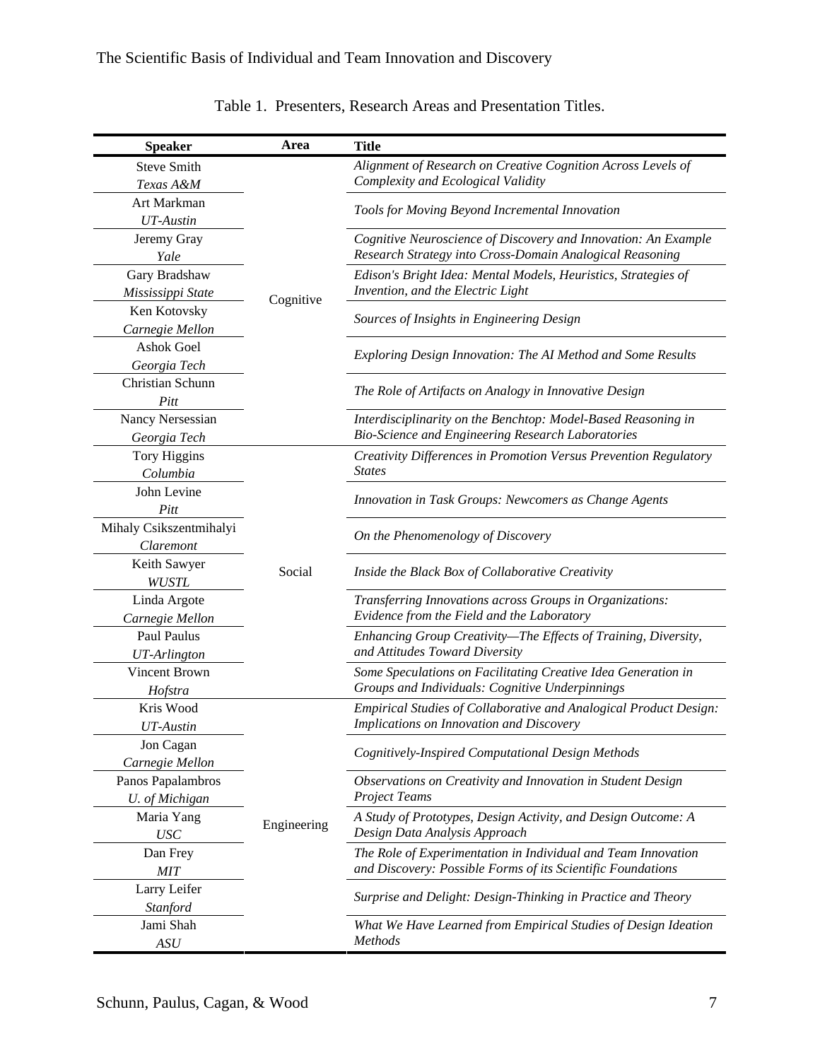Table 1. Presenters, Research Areas and Presentation Titles.

| Speaker | Area | Title |
|---|---|---|
| Steve Smith *Texas A&M* | Cognitive | *Alignment of Research on Creative Cognition Across Levels of Complexity and Ecological Validity* |
| Art Markman *UT-Austin* | | *Tools for Moving Beyond Incremental Innovation* |
| Jeremy Gray *Yale* | | *Cognitive Neuroscience of Discovery and Innovation: An Example Research Strategy into Cross-Domain Analogical Reasoning* |
| Gary Bradshaw *Mississippi State* | | *Edison's Bright Idea: Mental Models, Heuristics, Strategies of Invention, and the Electric Light* |
| Ken Kotovsky *Carnegie Mellon* | | *Sources of Insights in Engineering Design* |
| Ashok Goel *Georgia Tech* | | *Exploring Design Innovation: The AI Method and Some Results* |
| Christian Schunn *Pitt* | | *The Role of Artifacts on Analogy in Innovative Design* |
| Nancy Nersessian *Georgia Tech* | | *Interdisciplinarity on the Benchtop: Model-Based Reasoning in Bio-Science and Engineering Research Laboratories* |
| Tory Higgins *Columbia* | Social | *Creativity Differences in Promotion Versus Prevention Regulatory States* |
| John Levine *Pitt* | | *Innovation in Task Groups: Newcomers as Change Agents* |
| Mihaly Csikszentmihalyi *Claremont* | | *On the Phenomenology of Discovery* |
| Keith Sawyer *WUSTL* | | *Inside the Black Box of Collaborative Creativity* |
| Linda Argote *Carnegie Mellon* | | *Transferring Innovations across Groups in Organizations: Evidence from the Field and the Laboratory* |
| Paul Paulus *UT-Arlington* | | *Enhancing Group Creativity—The Effects of Training, Diversity, and Attitudes Toward Diversity* |
| Vincent Brown *Hofstra* | | *Some Speculations on Facilitating Creative Idea Generation in Groups and Individuals: Cognitive Underpinnings* |
| Kris Wood *UT-Austin* | Engineering | *Empirical Studies of Collaborative and Analogical Product Design: Implications on Innovation and Discovery* |
| Jon Cagan *Carnegie Mellon* | | *Cognitively-Inspired Computational Design Methods* |
| Panos Papalambros *U. of Michigan* | | *Observations on Creativity and Innovation in Student Design Project Teams* |
| Maria Yang *USC* | | *A Study of Prototypes, Design Activity, and Design Outcome: A Design Data Analysis Approach* |
| Dan Frey *MIT* | | *The Role of Experimentation in Individual and Team Innovation and Discovery: Possible Forms of its Scientific Foundations* |
| Larry Leifer *Stanford* | | *Surprise and Delight: Design-Thinking in Practice and Theory* |
| Jami Shah *ASU* | | *What We Have Learned from Empirical Studies of Design Ideation Methods* |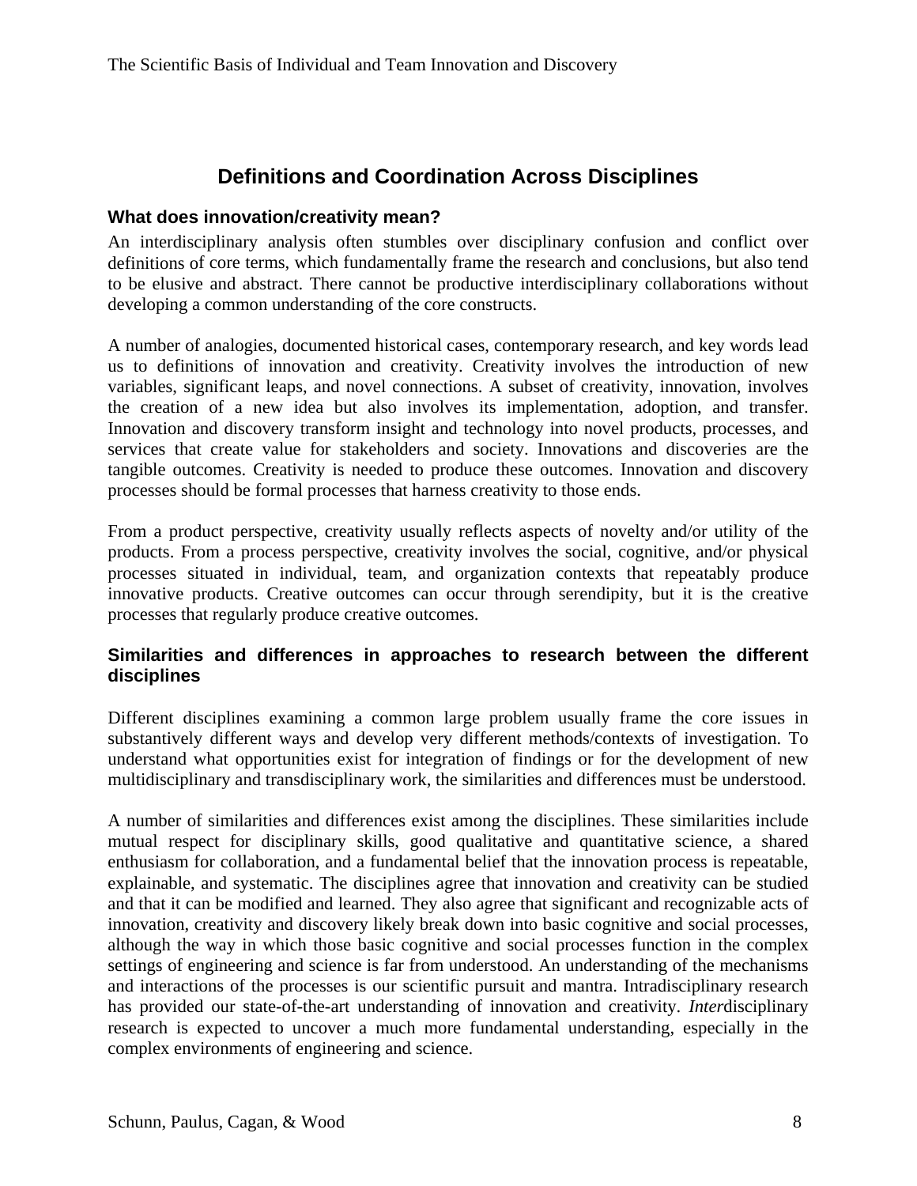## Definitions and Coordination Across Disciplines

### What does innovation/creativity mean?

An interdisciplinary analysis often stumbles over disciplinary confusion and conflict over definitions of core terms, which fundamentally frame the research and conclusions, but also tend to be elusive and abstract. There cannot be productive interdisciplinary collaborations without developing a common understanding of the core constructs.

A number of analogies, documented historical cases, contemporary research, and key words lead us to definitions of innovation and creativity. Creativity involves the introduction of new variables, significant leaps, and novel connections. A subset of creativity, innovation, involves the creation of a new idea but also involves its implementation, adoption, and transfer. Innovation and discovery transform insight and technology into novel products, processes, and services that create value for stakeholders and society. Innovations and discoveries are the tangible outcomes. Creativity is needed to produce these outcomes. Innovation and discovery processes should be formal processes that harness creativity to those ends.

From a product perspective, creativity usually reflects aspects of novelty and/or utility of the products. From a process perspective, creativity involves the social, cognitive, and/or physical processes situated in individual, team, and organization contexts that repeatably produce innovative products. Creative outcomes can occur through serendipity, but it is the creative processes that regularly produce creative outcomes.

### Similarities and differences in approaches to research between the different disciplines

Different disciplines examining a common large problem usually frame the core issues in substantively different ways and develop very different methods/contexts of investigation. To understand what opportunities exist for integration of findings or for the development of new multidisciplinary and transdisciplinary work, the similarities and differences must be understood.

A number of similarities and differences exist among the disciplines. These similarities include mutual respect for disciplinary skills, good qualitative and quantitative science, a shared enthusiasm for collaboration, and a fundamental belief that the innovation process is repeatable, explainable, and systematic. The disciplines agree that innovation and creativity can be studied and that it can be modified and learned. They also agree that significant and recognizable acts of innovation, creativity and discovery likely break down into basic cognitive and social processes, although the way in which those basic cognitive and social processes function in the complex settings of engineering and science is far from understood. An understanding of the mechanisms and interactions of the processes is our scientific pursuit and mantra. Intradisciplinary research has provided our state-of-the-art understanding of innovation and creativity. *Inter*disciplinary research is expected to uncover a much more fundamental understanding, especially in the complex environments of engineering and science.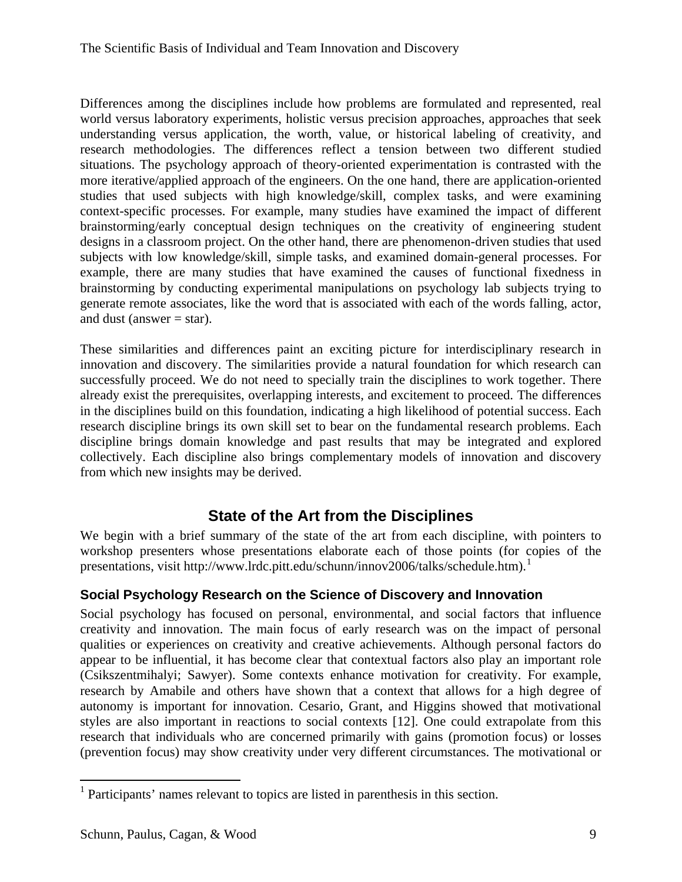Differences among the disciplines include how problems are formulated and represented, real world versus laboratory experiments, holistic versus precision approaches, approaches that seek understanding versus application, the worth, value, or historical labeling of creativity, and research methodologies. The differences reflect a tension between two different studied situations. The psychology approach of theory-oriented experimentation is contrasted with the more iterative/applied approach of the engineers. On the one hand, there are application-oriented studies that used subjects with high knowledge/skill, complex tasks, and were examining context-specific processes. For example, many studies have examined the impact of different brainstorming/early conceptual design techniques on the creativity of engineering student designs in a classroom project. On the other hand, there are phenomenon-driven studies that used subjects with low knowledge/skill, simple tasks, and examined domain-general processes. For example, there are many studies that have examined the causes of functional fixedness in brainstorming by conducting experimental manipulations on psychology lab subjects trying to generate remote associates, like the word that is associated with each of the words falling, actor, and dust (answer = star).

These similarities and differences paint an exciting picture for interdisciplinary research in innovation and discovery. The similarities provide a natural foundation for which research can successfully proceed. We do not need to specially train the disciplines to work together. There already exist the prerequisites, overlapping interests, and excitement to proceed. The differences in the disciplines build on this foundation, indicating a high likelihood of potential success. Each research discipline brings its own skill set to bear on the fundamental research problems. Each discipline brings domain knowledge and past results that may be integrated and explored collectively. Each discipline also brings complementary models of innovation and discovery from which new insights may be derived.

## State of the Art from the Disciplines

We begin with a brief summary of the state of the art from each discipline, with pointers to workshop presenters whose presentations elaborate each of those points (for copies of the presentations, visit http://www.lrdc.pitt.edu/schunn/innov2006/talks/schedule.htm).[1]

### Social Psychology Research on the Science of Discovery and Innovation

Social psychology has focused on personal, environmental, and social factors that influence creativity and innovation. The main focus of early research was on the impact of personal qualities or experiences on creativity and creative achievements. Although personal factors do appear to be influential, it has become clear that contextual factors also play an important role (Csikszentmihalyi; Sawyer). Some contexts enhance motivation for creativity. For example, research by Amabile and others have shown that a context that allows for a high degree of autonomy is important for innovation. Cesario, Grant, and Higgins showed that motivational styles are also important in reactions to social contexts [12]. One could extrapolate from this research that individuals who are concerned primarily with gains (promotion focus) or losses (prevention focus) may show creativity under very different circumstances. The motivational or

[1] Participants' names relevant to topics are listed in parenthesis in this section.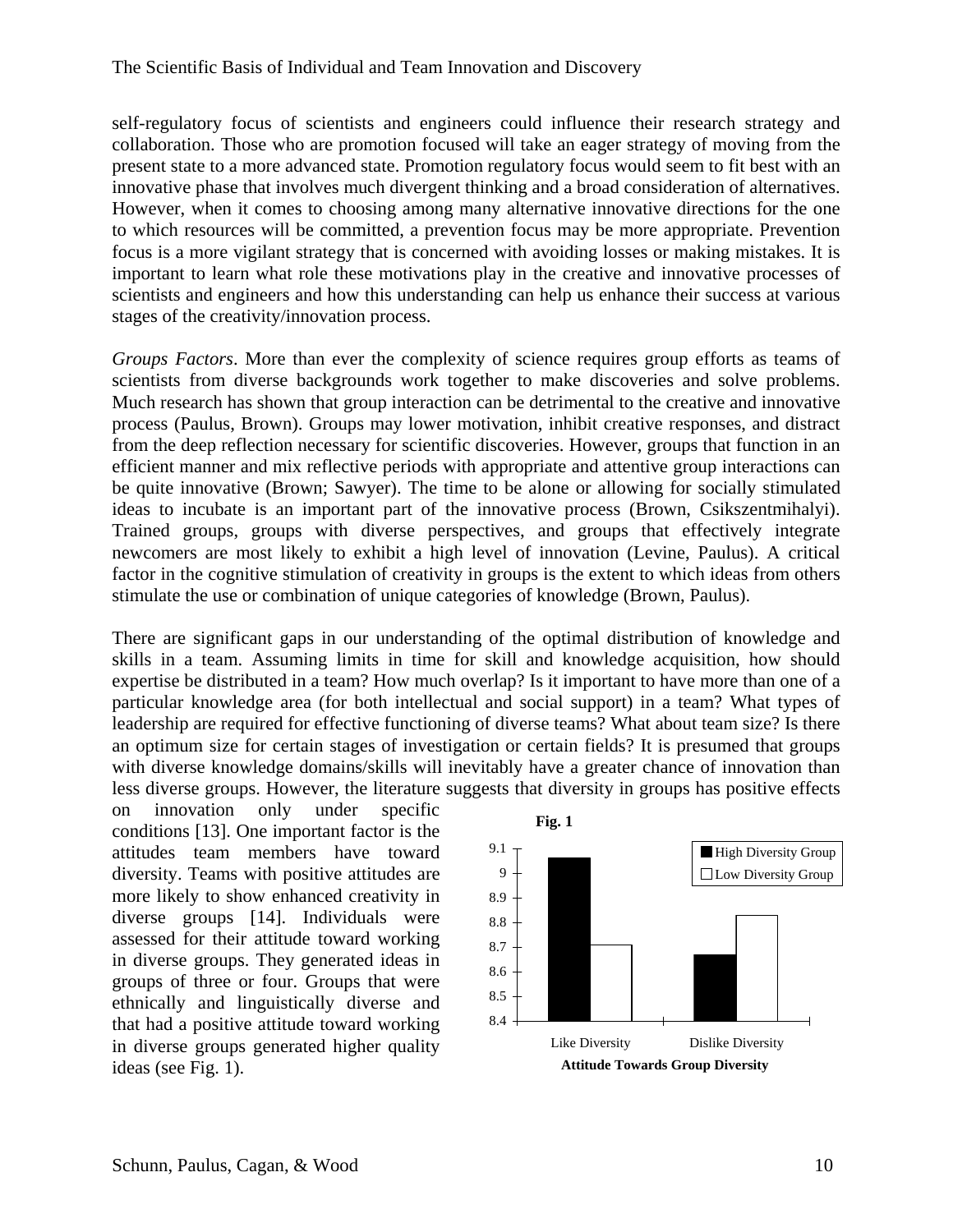self-regulatory focus of scientists and engineers could influence their research strategy and collaboration. Those who are promotion focused will take an eager strategy of moving from the present state to a more advanced state. Promotion regulatory focus would seem to fit best with an innovative phase that involves much divergent thinking and a broad consideration of alternatives. However, when it comes to choosing among many alternative innovative directions for the one to which resources will be committed, a prevention focus may be more appropriate. Prevention focus is a more vigilant strategy that is concerned with avoiding losses or making mistakes. It is important to learn what role these motivations play in the creative and innovative processes of scientists and engineers and how this understanding can help us enhance their success at various stages of the creativity/innovation process.

*Groups Factors*. More than ever the complexity of science requires group efforts as teams of scientists from diverse backgrounds work together to make discoveries and solve problems. Much research has shown that group interaction can be detrimental to the creative and innovative process (Paulus, Brown). Groups may lower motivation, inhibit creative responses, and distract from the deep reflection necessary for scientific discoveries. However, groups that function in an efficient manner and mix reflective periods with appropriate and attentive group interactions can be quite innovative (Brown; Sawyer). The time to be alone or allowing for socially stimulated ideas to incubate is an important part of the innovative process (Brown, Csikszentmihalyi). Trained groups, groups with diverse perspectives, and groups that effectively integrate newcomers are most likely to exhibit a high level of innovation (Levine, Paulus). A critical factor in the cognitive stimulation of creativity in groups is the extent to which ideas from others stimulate the use or combination of unique categories of knowledge (Brown, Paulus).

There are significant gaps in our understanding of the optimal distribution of knowledge and skills in a team. Assuming limits in time for skill and knowledge acquisition, how should expertise be distributed in a team? How much overlap? Is it important to have more than one of a particular knowledge area (for both intellectual and social support) in a team? What types of leadership are required for effective functioning of diverse teams? What about team size? Is there an optimum size for certain stages of investigation or certain fields? It is presumed that groups with diverse knowledge domains/skills will inevitably have a greater chance of innovation than less diverse groups. However, the literature suggests that diversity in groups has positive effects on innovation only under specific conditions [13]. One important factor is the attitudes team members have toward diversity. Teams with positive attitudes are more likely to show enhanced creativity in diverse groups [14]. Individuals were assessed for their attitude toward working in diverse groups. They generated ideas in groups of three or four. Groups that were ethnically and linguistically diverse and that had a positive attitude toward working in diverse groups generated higher quality ideas (see Fig. 1).

**Fig. 1**

| Attitude Towards Group Diversity | High Diversity Group | Low Diversity Group |
|---|---|---|
| Like Diversity | ~9.06 | ~8.71 |
| Dislike Diversity | ~8.67 | ~8.83 |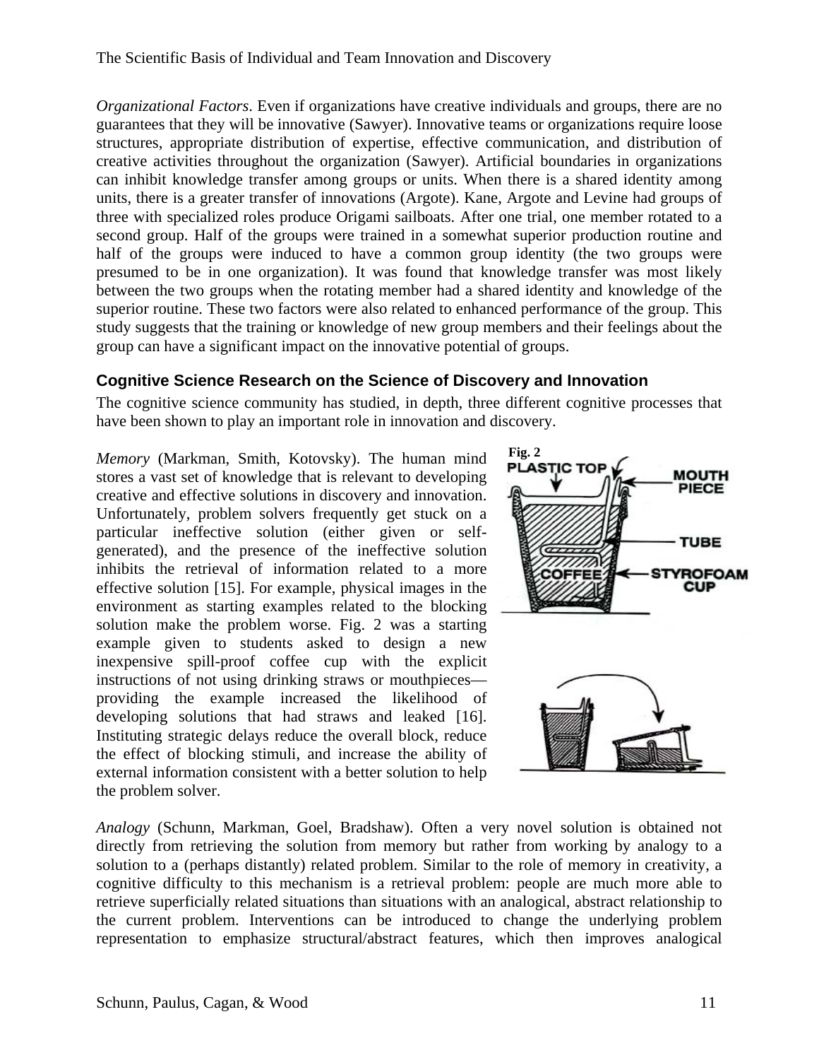*Organizational Factors*. Even if organizations have creative individuals and groups, there are no guarantees that they will be innovative (Sawyer). Innovative teams or organizations require loose structures, appropriate distribution of expertise, effective communication, and distribution of creative activities throughout the organization (Sawyer). Artificial boundaries in organizations can inhibit knowledge transfer among groups or units. When there is a shared identity among units, there is a greater transfer of innovations (Argote). Kane, Argote and Levine had groups of three with specialized roles produce Origami sailboats. After one trial, one member rotated to a second group. Half of the groups were trained in a somewhat superior production routine and half of the groups were induced to have a common group identity (the two groups were presumed to be in one organization). It was found that knowledge transfer was most likely between the two groups when the rotating member had a shared identity and knowledge of the superior routine. These two factors were also related to enhanced performance of the group. This study suggests that the training or knowledge of new group members and their feelings about the group can have a significant impact on the innovative potential of groups.

## Cognitive Science Research on the Science of Discovery and Innovation

The cognitive science community has studied, in depth, three different cognitive processes that have been shown to play an important role in innovation and discovery.

*Memory* (Markman, Smith, Kotovsky). The human mind stores a vast set of knowledge that is relevant to developing creative and effective solutions in discovery and innovation. Unfortunately, problem solvers frequently get stuck on a particular ineffective solution (either given or self-generated), and the presence of the ineffective solution inhibits the retrieval of information related to a more effective solution [15]. For example, physical images in the environment as starting examples related to the blocking solution make the problem worse. Fig. 2 was a starting example given to students asked to design a new inexpensive spill-proof coffee cup with the explicit instructions of not using drinking straws or mouthpieces—providing the example increased the likelihood of developing solutions that had straws and leaked [16]. Instituting strategic delays reduce the overall block, reduce the effect of blocking stimuli, and increase the ability of external information consistent with a better solution to help the problem solver.

Fig. 2

*Analogy* (Schunn, Markman, Goel, Bradshaw). Often a very novel solution is obtained not directly from retrieving the solution from memory but rather from working by analogy to a solution to a (perhaps distantly) related problem. Similar to the role of memory in creativity, a cognitive difficulty to this mechanism is a retrieval problem: people are much more able to retrieve superficially related situations than situations with an analogical, abstract relationship to the current problem. Interventions can be introduced to change the underlying problem representation to emphasize structural/abstract features, which then improves analogical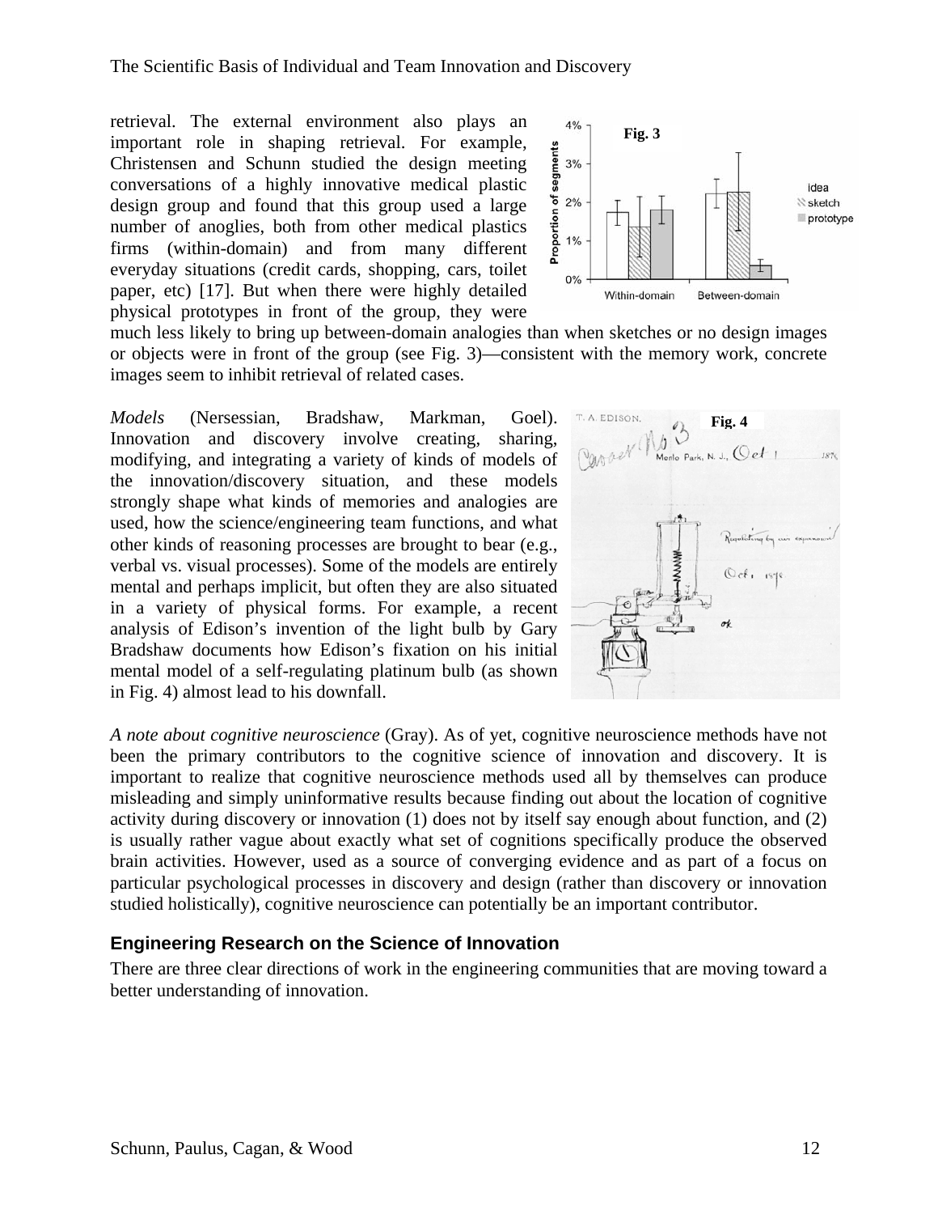retrieval. The external environment also plays an important role in shaping retrieval. For example, Christensen and Schunn studied the design meeting conversations of a highly innovative medical plastic design group and found that this group used a large number of anoglies, both from other medical plastics firms (within-domain) and from many different everyday situations (credit cards, shopping, cars, toilet paper, etc) [17]. But when there were highly detailed physical prototypes in front of the group, they were much less likely to bring up between-domain analogies than when sketches or no design images or objects were in front of the group (see Fig. 3)—consistent with the memory work, concrete images seem to inhibit retrieval of related cases.

*Models* (Nersessian, Bradshaw, Markman, Goel). Innovation and discovery involve creating, sharing, modifying, and integrating a variety of kinds of models of the innovation/discovery situation, and these models strongly shape what kinds of memories and analogies are used, how the science/engineering team functions, and what other kinds of reasoning processes are brought to bear (e.g., verbal vs. visual processes). Some of the models are entirely mental and perhaps implicit, but often they are also situated in a variety of physical forms. For example, a recent analysis of Edison's invention of the light bulb by Gary Bradshaw documents how Edison's fixation on his initial mental model of a self-regulating platinum bulb (as shown in Fig. 4) almost lead to his downfall.

*A note about cognitive neuroscience* (Gray). As of yet, cognitive neuroscience methods have not been the primary contributors to the cognitive science of innovation and discovery. It is important to realize that cognitive neuroscience methods used all by themselves can produce misleading and simply uninformative results because finding out about the location of cognitive activity during discovery or innovation (1) does not by itself say enough about function, and (2) is usually rather vague about exactly what set of cognitions specifically produce the observed brain activities. However, used as a source of converging evidence and as part of a focus on particular psychological processes in discovery and design (rather than discovery or innovation studied holistically), cognitive neuroscience can potentially be an important contributor.

### Engineering Research on the Science of Innovation

There are three clear directions of work in the engineering communities that are moving toward a better understanding of innovation.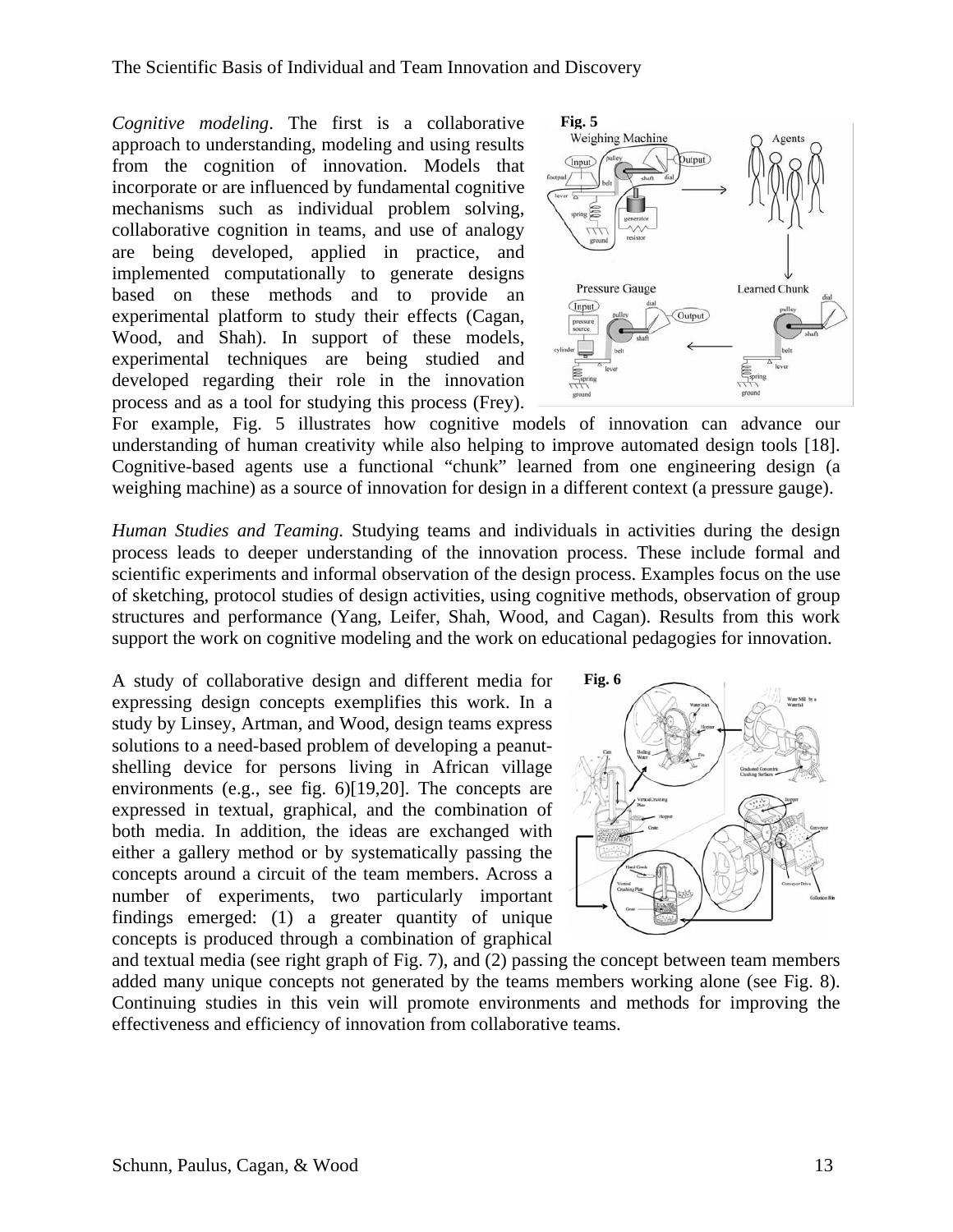*Cognitive modeling*. The first is a collaborative approach to understanding, modeling and using results from the cognition of innovation. Models that incorporate or are influenced by fundamental cognitive mechanisms such as individual problem solving, collaborative cognition in teams, and use of analogy are being developed, applied in practice, and implemented computationally to generate designs based on these methods and to provide an experimental platform to study their effects (Cagan, Wood, and Shah). In support of these models, experimental techniques are being studied and developed regarding their role in the innovation process and as a tool for studying this process (Frey). For example, Fig. 5 illustrates how cognitive models of innovation can advance our understanding of human creativity while also helping to improve automated design tools [18]. Cognitive-based agents use a functional "chunk" learned from one engineering design (a weighing machine) as a source of innovation for design in a different context (a pressure gauge).

**Fig. 5**

*Human Studies and Teaming*. Studying teams and individuals in activities during the design process leads to deeper understanding of the innovation process. These include formal and scientific experiments and informal observation of the design process. Examples focus on the use of sketching, protocol studies of design activities, using cognitive methods, observation of group structures and performance (Yang, Leifer, Shah, Wood, and Cagan). Results from this work support the work on cognitive modeling and the work on educational pedagogies for innovation.

A study of collaborative design and different media for expressing design concepts exemplifies this work. In a study by Linsey, Artman, and Wood, design teams express solutions to a need-based problem of developing a peanut-shelling device for persons living in African village environments (e.g., see fig. 6)[19,20]. The concepts are expressed in textual, graphical, and the combination of both media. In addition, the ideas are exchanged with either a gallery method or by systematically passing the concepts around a circuit of the team members. Across a number of experiments, two particularly important findings emerged: (1) a greater quantity of unique concepts is produced through a combination of graphical and textual media (see right graph of Fig. 7), and (2) passing the concept between team members added many unique concepts not generated by the teams members working alone (see Fig. 8). Continuing studies in this vein will promote environments and methods for improving the effectiveness and efficiency of innovation from collaborative teams.

**Fig. 6**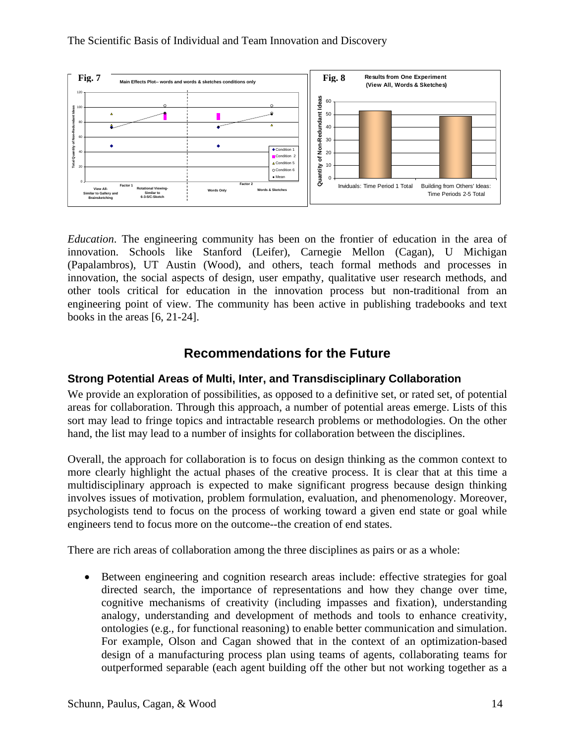**Fig. 7** Main Effects Plot-- words and words & sketches conditions only

**Fig. 8** Results from One Experiment (View All, Words & Sketches)

*Education*. The engineering community has been on the frontier of education in the area of innovation. Schools like Stanford (Leifer), Carnegie Mellon (Cagan), U Michigan (Papalambros), UT Austin (Wood), and others, teach formal methods and processes in innovation, the social aspects of design, user empathy, qualitative user research methods, and other tools critical for education in the innovation process but non-traditional from an engineering point of view. The community has been active in publishing tradebooks and text books in the areas [6, 21-24].

## Recommendations for the Future

### Strong Potential Areas of Multi, Inter, and Transdisciplinary Collaboration

We provide an exploration of possibilities, as opposed to a definitive set, or rated set, of potential areas for collaboration. Through this approach, a number of potential areas emerge. Lists of this sort may lead to fringe topics and intractable research problems or methodologies. On the other hand, the list may lead to a number of insights for collaboration between the disciplines.

Overall, the approach for collaboration is to focus on design thinking as the common context to more clearly highlight the actual phases of the creative process. It is clear that at this time a multidisciplinary approach is expected to make significant progress because design thinking involves issues of motivation, problem formulation, evaluation, and phenomenology. Moreover, psychologists tend to focus on the process of working toward a given end state or goal while engineers tend to focus more on the outcome--the creation of end states.

There are rich areas of collaboration among the three disciplines as pairs or as a whole:

- Between engineering and cognition research areas include: effective strategies for goal directed search, the importance of representations and how they change over time, cognitive mechanisms of creativity (including impasses and fixation), understanding analogy, understanding and development of methods and tools to enhance creativity, ontologies (e.g., for functional reasoning) to enable better communication and simulation. For example, Olson and Cagan showed that in the context of an optimization-based design of a manufacturing process plan using teams of agents, collaborating teams for outperformed separable (each agent building off the other but not working together as a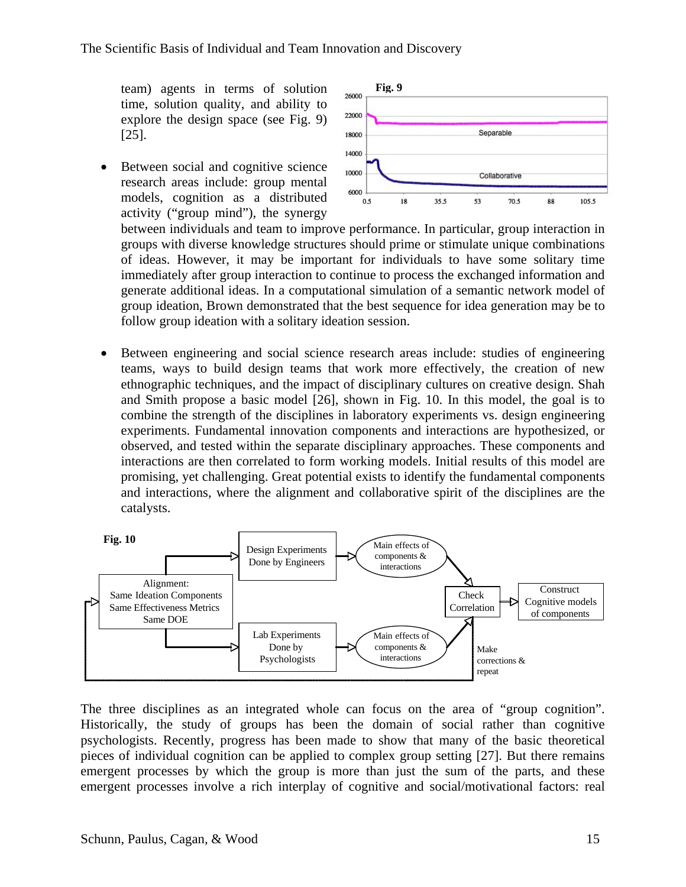team) agents in terms of solution time, solution quality, and ability to explore the design space (see Fig. 9) [25].

- Between social and cognitive science research areas include: group mental models, cognition as a distributed activity ("group mind"), the synergy between individuals and team to improve performance. In particular, group interaction in groups with diverse knowledge structures should prime or stimulate unique combinations of ideas. However, it may be important for individuals to have some solitary time immediately after group interaction to continue to process the exchanged information and generate additional ideas. In a computational simulation of a semantic network model of group ideation, Brown demonstrated that the best sequence for idea generation may be to follow group ideation with a solitary ideation session.

- Between engineering and social science research areas include: studies of engineering teams, ways to build design teams that work more effectively, the creation of new ethnographic techniques, and the impact of disciplinary cultures on creative design. Shah and Smith propose a basic model [26], shown in Fig. 10. In this model, the goal is to combine the strength of the disciplines in laboratory experiments vs. design engineering experiments. Fundamental innovation components and interactions are hypothesized, or observed, and tested within the separate disciplinary approaches. These components and interactions are then correlated to form working models. Initial results of this model are promising, yet challenging. Great potential exists to identify the fundamental components and interactions, where the alignment and collaborative spirit of the disciplines are the catalysts.

The three disciplines as an integrated whole can focus on the area of "group cognition". Historically, the study of groups has been the domain of social rather than cognitive psychologists. Recently, progress has been made to show that many of the basic theoretical pieces of individual cognition can be applied to complex group setting [27]. But there remains emergent processes by which the group is more than just the sum of the parts, and these emergent processes involve a rich interplay of cognitive and social/motivational factors: real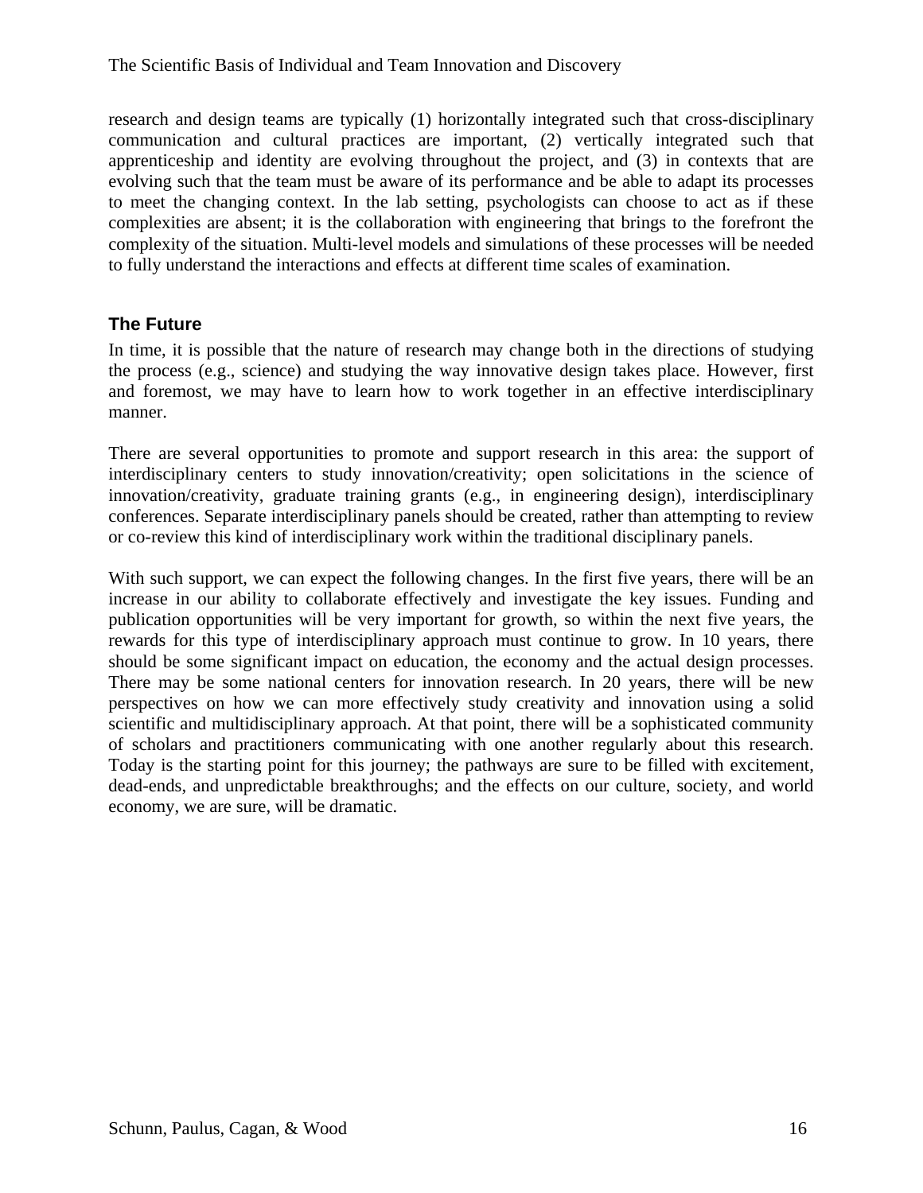research and design teams are typically (1) horizontally integrated such that cross-disciplinary communication and cultural practices are important, (2) vertically integrated such that apprenticeship and identity are evolving throughout the project, and (3) in contexts that are evolving such that the team must be aware of its performance and be able to adapt its processes to meet the changing context. In the lab setting, psychologists can choose to act as if these complexities are absent; it is the collaboration with engineering that brings to the forefront the complexity of the situation. Multi-level models and simulations of these processes will be needed to fully understand the interactions and effects at different time scales of examination.

## The Future

In time, it is possible that the nature of research may change both in the directions of studying the process (e.g., science) and studying the way innovative design takes place. However, first and foremost, we may have to learn how to work together in an effective interdisciplinary manner.

There are several opportunities to promote and support research in this area: the support of interdisciplinary centers to study innovation/creativity; open solicitations in the science of innovation/creativity, graduate training grants (e.g., in engineering design), interdisciplinary conferences. Separate interdisciplinary panels should be created, rather than attempting to review or co-review this kind of interdisciplinary work within the traditional disciplinary panels.

With such support, we can expect the following changes. In the first five years, there will be an increase in our ability to collaborate effectively and investigate the key issues. Funding and publication opportunities will be very important for growth, so within the next five years, the rewards for this type of interdisciplinary approach must continue to grow. In 10 years, there should be some significant impact on education, the economy and the actual design processes. There may be some national centers for innovation research. In 20 years, there will be new perspectives on how we can more effectively study creativity and innovation using a solid scientific and multidisciplinary approach. At that point, there will be a sophisticated community of scholars and practitioners communicating with one another regularly about this research. Today is the starting point for this journey; the pathways are sure to be filled with excitement, dead-ends, and unpredictable breakthroughs; and the effects on our culture, society, and world economy, we are sure, will be dramatic.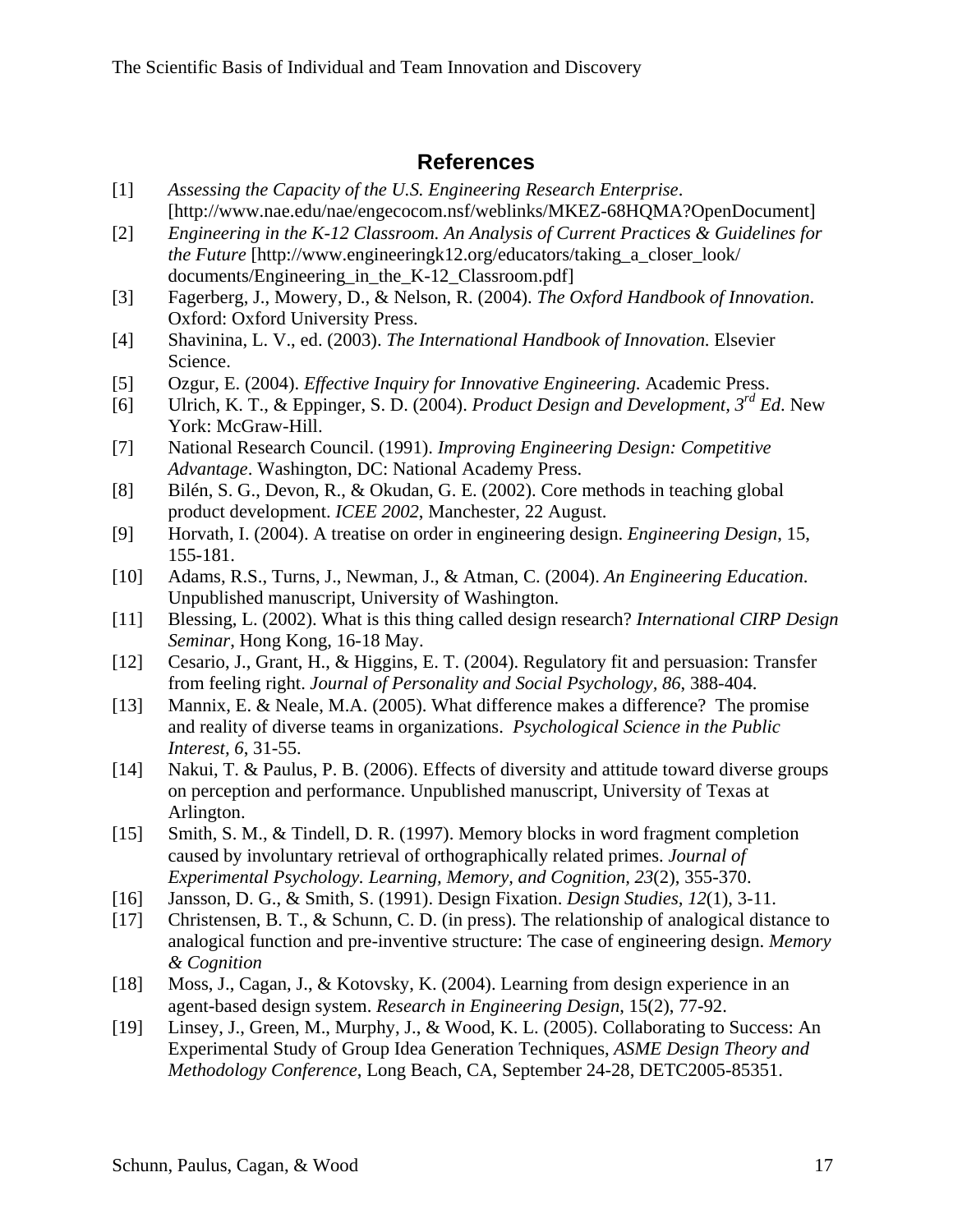## References

[1] *Assessing the Capacity of the U.S. Engineering Research Enterprise*. [http://www.nae.edu/nae/engecocom.nsf/weblinks/MKEZ-68HQMA?OpenDocument]

[2] *Engineering in the K-12 Classroom. An Analysis of Current Practices & Guidelines for the Future* [http://www.engineeringk12.org/educators/taking_a_closer_look/documents/Engineering_in_the_K-12_Classroom.pdf]

[3] Fagerberg, J., Mowery, D., & Nelson, R. (2004). *The Oxford Handbook of Innovation*. Oxford: Oxford University Press.

[4] Shavinina, L. V., ed. (2003). *The International Handbook of Innovation.* Elsevier Science.

[5] Ozgur, E. (2004). *Effective Inquiry for Innovative Engineering.* Academic Press.

[6] Ulrich, K. T., & Eppinger, S. D. (2004). *Product Design and Development, 3rd Ed*. New York: McGraw-Hill.

[7] National Research Council. (1991). *Improving Engineering Design: Competitive Advantage*. Washington, DC: National Academy Press.

[8] Bilén, S. G., Devon, R., & Okudan, G. E. (2002). Core methods in teaching global product development. *ICEE 2002,* Manchester, 22 August.

[9] Horvath, I. (2004). A treatise on order in engineering design. *Engineering Design*, 15, 155-181.

[10] Adams, R.S., Turns, J., Newman, J., & Atman, C. (2004). *An Engineering Education*. Unpublished manuscript, University of Washington.

[11] Blessing, L. (2002). What is this thing called design research? *International CIRP Design Seminar*, Hong Kong, 16-18 May.

[12] Cesario, J., Grant, H., & Higgins, E. T. (2004). Regulatory fit and persuasion: Transfer from feeling right. *Journal of Personality and Social Psychology, 86*, 388-404.

[13] Mannix, E. & Neale, M.A. (2005). What difference makes a difference? The promise and reality of diverse teams in organizations. *Psychological Science in the Public Interest, 6*, 31-55.

[14] Nakui, T. & Paulus, P. B. (2006). Effects of diversity and attitude toward diverse groups on perception and performance. Unpublished manuscript, University of Texas at Arlington.

[15] Smith, S. M., & Tindell, D. R. (1997). Memory blocks in word fragment completion caused by involuntary retrieval of orthographically related primes. *Journal of Experimental Psychology. Learning, Memory, and Cognition, 23*(2), 355-370.

[16] Jansson, D. G., & Smith, S. (1991). Design Fixation. *Design Studies, 12*(1), 3-11.

[17] Christensen, B. T., & Schunn, C. D. (in press). The relationship of analogical distance to analogical function and pre-inventive structure: The case of engineering design. *Memory & Cognition*

[18] Moss, J., Cagan, J., & Kotovsky, K. (2004). Learning from design experience in an agent-based design system. *Research in Engineering Design,* 15(2), 77-92.

[19] Linsey, J., Green, M., Murphy, J., & Wood, K. L. (2005). Collaborating to Success: An Experimental Study of Group Idea Generation Techniques, *ASME Design Theory and Methodology Conference*, Long Beach, CA, September 24-28, DETC2005-85351.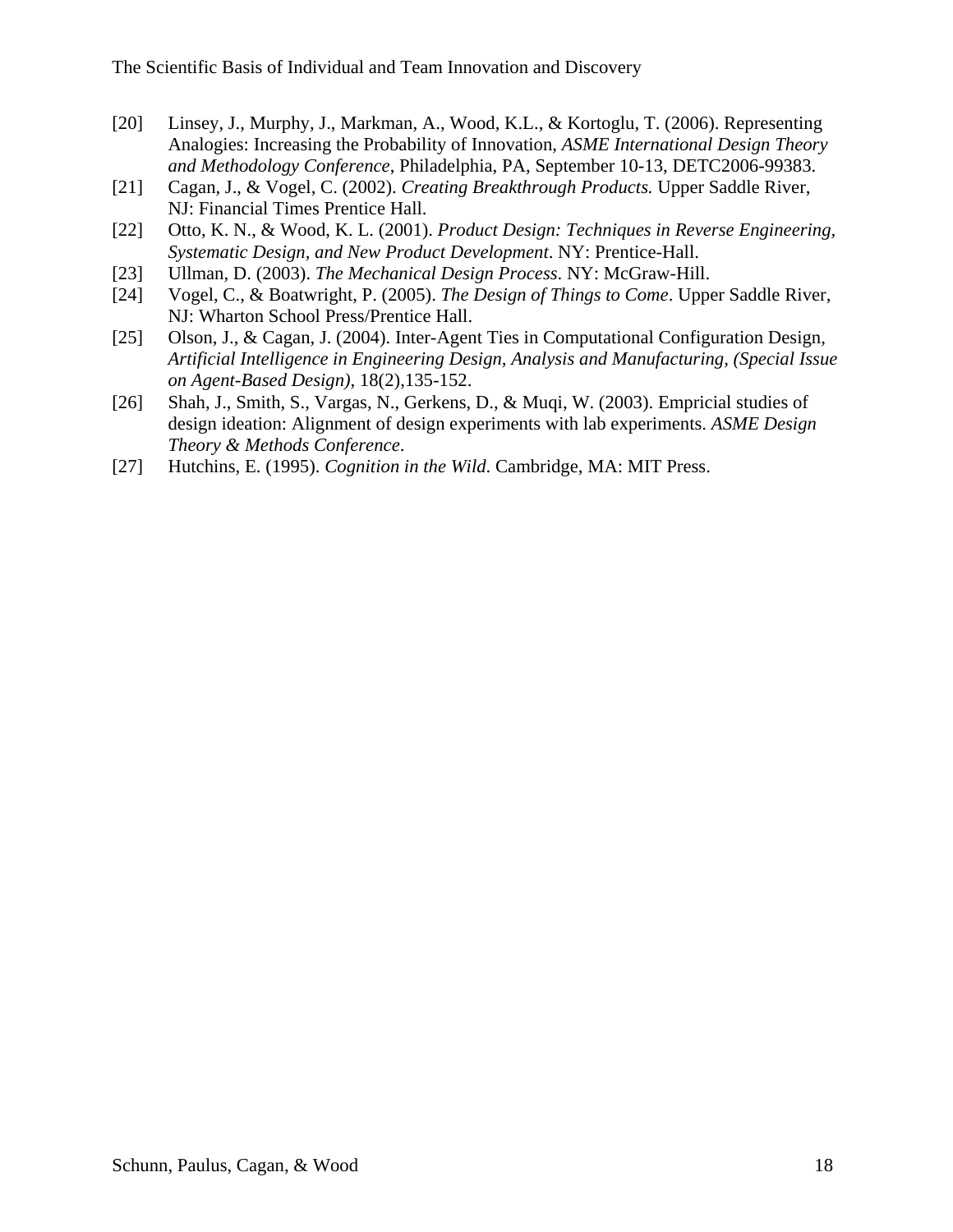[20] Linsey, J., Murphy, J., Markman, A., Wood, K.L., & Kortoglu, T. (2006). Representing Analogies: Increasing the Probability of Innovation, *ASME International Design Theory and Methodology Conference*, Philadelphia, PA, September 10-13, DETC2006-99383.

[21] Cagan, J., & Vogel, C. (2002). *Creating Breakthrough Products.* Upper Saddle River, NJ: Financial Times Prentice Hall.

[22] Otto, K. N., & Wood, K. L. (2001). *Product Design: Techniques in Reverse Engineering, Systematic Design, and New Product Development*. NY: Prentice-Hall.

[23] Ullman, D. (2003). *The Mechanical Design Process*. NY: McGraw-Hill.

[24] Vogel, C., & Boatwright, P. (2005). *The Design of Things to Come*. Upper Saddle River, NJ: Wharton School Press/Prentice Hall.

[25] Olson, J., & Cagan, J. (2004). Inter-Agent Ties in Computational Configuration Design, *Artificial Intelligence in Engineering Design, Analysis and Manufacturing, (Special Issue on Agent-Based Design)*, 18(2),135-152.

[26] Shah, J., Smith, S., Vargas, N., Gerkens, D., & Muqi, W. (2003). Empricial studies of design ideation: Alignment of design experiments with lab experiments. *ASME Design Theory & Methods Conference*.

[27] Hutchins, E. (1995). *Cognition in the Wild*. Cambridge, MA: MIT Press.